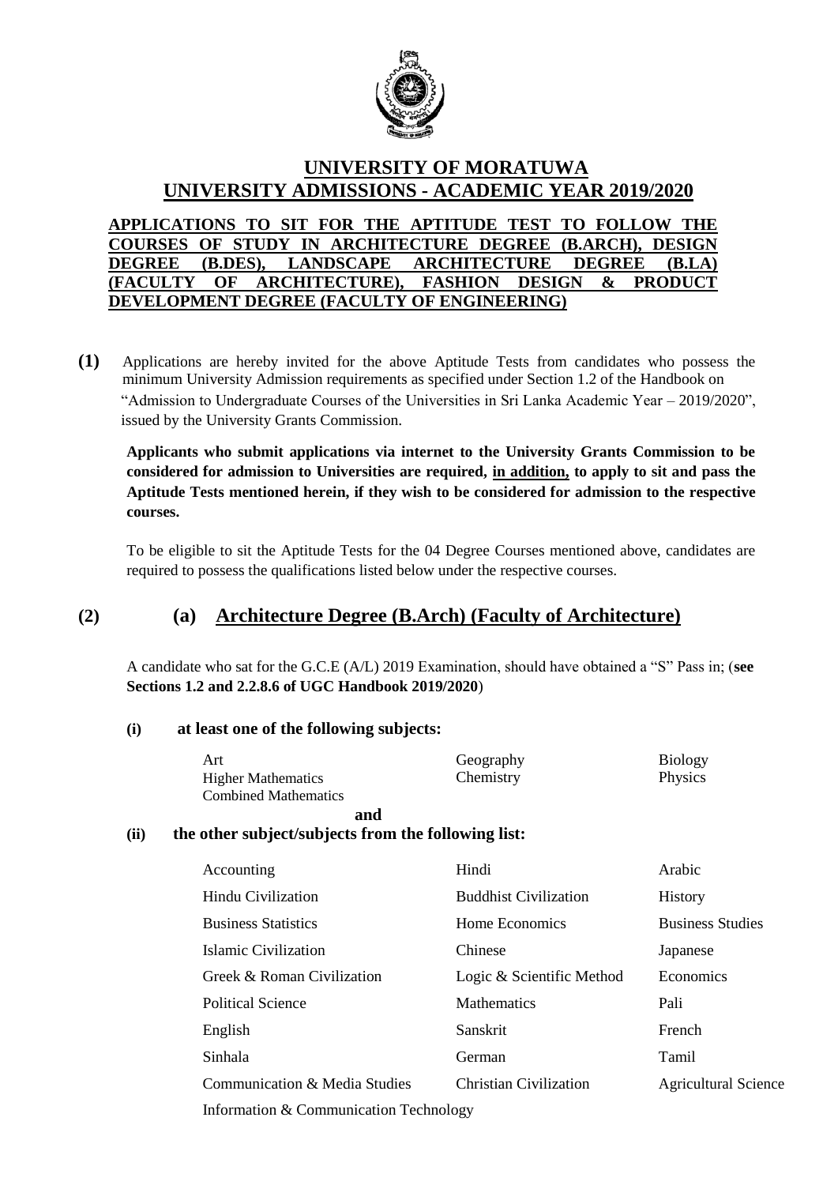# UNIVERSITY OF MORATUWA

# UNIVERSITY ADMISSIONS - ACADEMIC YEAR 2019/2020

## APPLICATIONS TO SIT FOR THE APTITUDE TEST TO FOLLOW THE COURSES OF STUDY IN ARCHITECTURE DEGREE (B.ARCH), DESIGN DEGREE (B.DES), LANDSCAPE ARCHITECTURE DEGREE (B.LA) (FACULTY OF ARCHITECTURE), FASHION DESIGN & PRODUCT DEVELOPMENT DEGREE (FACULTY OF ENGINEERING)

**(1)** Applications are hereby invited for the above Aptitude Tests from candidates who possess the minimum University Admission requirements as specified under Section 1.2 of the Handbook on "Admission to Undergraduate Courses of the Universities in Sri Lanka Academic Year – 2019/2020", issued by the University Grants Commission.

**Applicants who submit applications via internet to the University Grants Commission to be considered for admission to Universities are required, in addition, to apply to sit and pass the Aptitude Tests mentioned herein, if they wish to be considered for admission to the respective courses.**

To be eligible to sit the Aptitude Tests for the 04 Degree Courses mentioned above, candidates are required to possess the qualifications listed below under the respective courses.

## (2) (a) Architecture Degree (B.Arch) (Faculty of Architecture)

A candidate who sat for the G.C.E (A/L) 2019 Examination, should have obtained a "S" Pass in; (**see Sections 1.2 and 2.2.8.6 of UGC Handbook 2019/2020**)

**(i) at least one of the following subjects:**

| | | |
|---|---|---|
| Art | Geography | Biology |
| Higher Mathematics | Chemistry | Physics |
| Combined Mathematics | | |

**and**

**(ii) the other subject/subjects from the following list:**

| | | |
|---|---|---|
| Accounting | Hindi | Arabic |
| Hindu Civilization | Buddhist Civilization | History |
| Business Statistics | Home Economics | Business Studies |
| Islamic Civilization | Chinese | Japanese |
| Greek & Roman Civilization | Logic & Scientific Method | Economics |
| Political Science | Mathematics | Pali |
| English | Sanskrit | French |
| Sinhala | German | Tamil |
| Communication & Media Studies | Christian Civilization | Agricultural Science |
| Information & Communication Technology | | |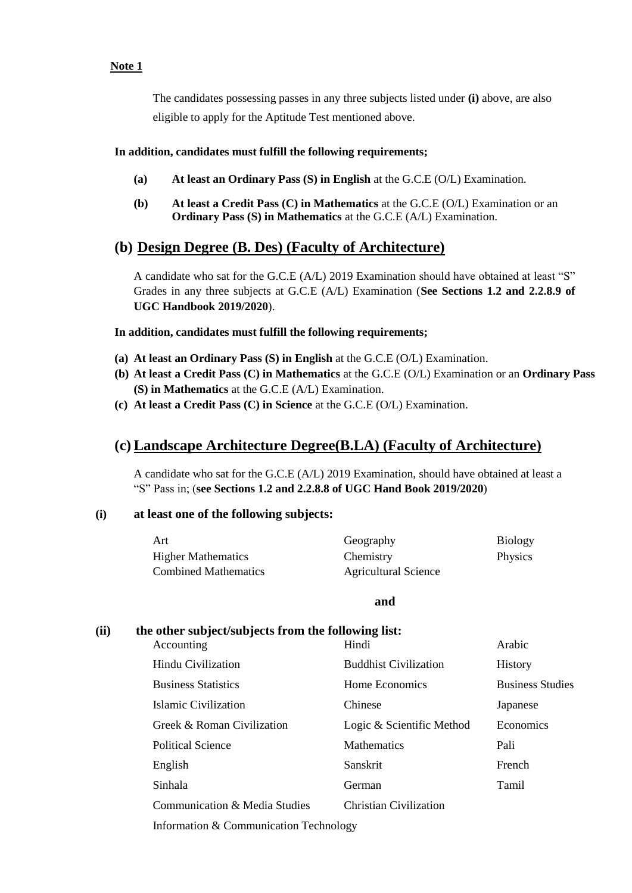**Note 1**

The candidates possessing passes in any three subjects listed under **(i)** above, are also eligible to apply for the Aptitude Test mentioned above.

**In addition, candidates must fulfill the following requirements;**

- **(a)** **At least an Ordinary Pass (S) in English** at the G.C.E (O/L) Examination.
- **(b)** **At least a Credit Pass (C) in Mathematics** at the G.C.E (O/L) Examination or an **Ordinary Pass (S) in Mathematics** at the G.C.E (A/L) Examination.

## (b) Design Degree (B. Des) (Faculty of Architecture)

A candidate who sat for the G.C.E (A/L) 2019 Examination should have obtained at least "S" Grades in any three subjects at G.C.E (A/L) Examination (**See Sections 1.2 and 2.2.8.9 of UGC Handbook 2019/2020**).

**In addition, candidates must fulfill the following requirements;**

- **(a) At least an Ordinary Pass (S) in English** at the G.C.E (O/L) Examination.
- **(b) At least a Credit Pass (C) in Mathematics** at the G.C.E (O/L) Examination or an **Ordinary Pass (S) in Mathematics** at the G.C.E (A/L) Examination.
- **(c) At least a Credit Pass (C) in Science** at the G.C.E (O/L) Examination.

## (c) Landscape Architecture Degree(B.LA) (Faculty of Architecture)

A candidate who sat for the G.C.E (A/L) 2019 Examination, should have obtained at least a "S" Pass in; (**see Sections 1.2 and 2.2.8.8 of UGC Hand Book 2019/2020**)

**(i) at least one of the following subjects:**

| | | |
|---|---|---|
| Art | Geography | Biology |
| Higher Mathematics | Chemistry | Physics |
| Combined Mathematics | Agricultural Science | |

**and**

**(ii) the other subject/subjects from the following list:**

| | | |
|---|---|---|
| Accounting | Hindi | Arabic |
| Hindu Civilization | Buddhist Civilization | History |
| Business Statistics | Home Economics | Business Studies |
| Islamic Civilization | Chinese | Japanese |
| Greek & Roman Civilization | Logic & Scientific Method | Economics |
| Political Science | Mathematics | Pali |
| English | Sanskrit | French |
| Sinhala | German | Tamil |
| Communication & Media Studies | Christian Civilization | |
| Information & Communication Technology | | |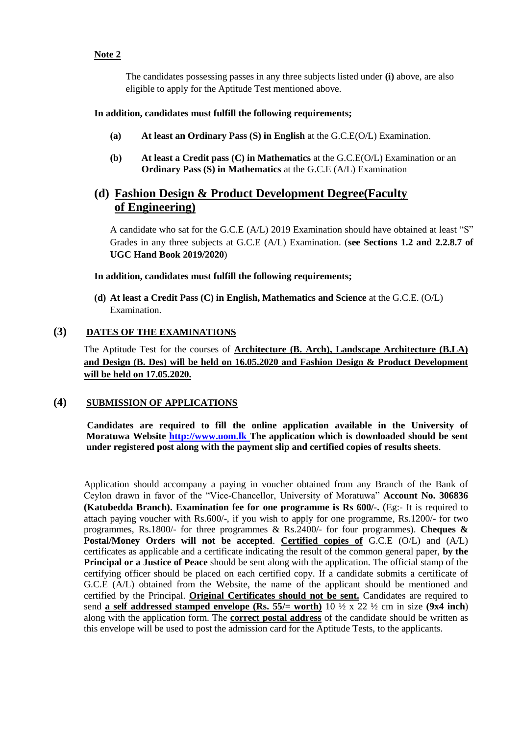**Note 2**

The candidates possessing passes in any three subjects listed under **(i)** above, are also eligible to apply for the Aptitude Test mentioned above.

**In addition, candidates must fulfill the following requirements;**

- **(a)** **At least an Ordinary Pass (S) in English** at the G.C.E(O/L) Examination.
- **(b)** **At least a Credit pass (C) in Mathematics** at the G.C.E(O/L) Examination or an **Ordinary Pass (S) in Mathematics** at the G.C.E (A/L) Examination

## (d) Fashion Design & Product Development Degree(Faculty of Engineering)

A candidate who sat for the G.C.E (A/L) 2019 Examination should have obtained at least "S" Grades in any three subjects at G.C.E (A/L) Examination. (**see Sections 1.2 and 2.2.8.7 of UGC Hand Book 2019/2020**)

**In addition, candidates must fulfill the following requirements;**

**(d) At least a Credit Pass (C) in English, Mathematics and Science** at the G.C.E. (O/L) Examination.

## (3) DATES OF THE EXAMINATIONS

The Aptitude Test for the courses of **Architecture (B. Arch), Landscape Architecture (B.LA) and Design (B. Des) will be held on 16.05.2020 and Fashion Design & Product Development will be held on 17.05.2020.**

## (4) SUBMISSION OF APPLICATIONS

**Candidates are required to fill the online application available in the University of Moratuwa Website [http://www.uom.lk](http://www.uom.lk) The application which is downloaded should be sent under registered post along with the payment slip and certified copies of results sheets**.

Application should accompany a paying in voucher obtained from any Branch of the Bank of Ceylon drawn in favor of the "Vice-Chancellor, University of Moratuwa" **Account No. 306836 (Katubedda Branch). Examination fee for one programme is Rs 600/-.** (Eg:- It is required to attach paying voucher with Rs.600/-, if you wish to apply for one programme, Rs.1200/- for two programmes, Rs.1800/- for three programmes & Rs.2400/- for four programmes). **Cheques & Postal/Money Orders will not be accepted**. **Certified copies of** G.C.E (O/L) and (A/L) certificates as applicable and a certificate indicating the result of the common general paper, **by the Principal or a Justice of Peace** should be sent along with the application. The official stamp of the certifying officer should be placed on each certified copy. If a candidate submits a certificate of G.C.E (A/L) obtained from the Website, the name of the applicant should be mentioned and certified by the Principal. **Original Certificates should not be sent.** Candidates are required to send **a self addressed stamped envelope (Rs. 55/= worth)** 10 ½ x 22 ½ cm in size **(9x4 inch**) along with the application form. The **correct postal address** of the candidate should be written as this envelope will be used to post the admission card for the Aptitude Tests, to the applicants.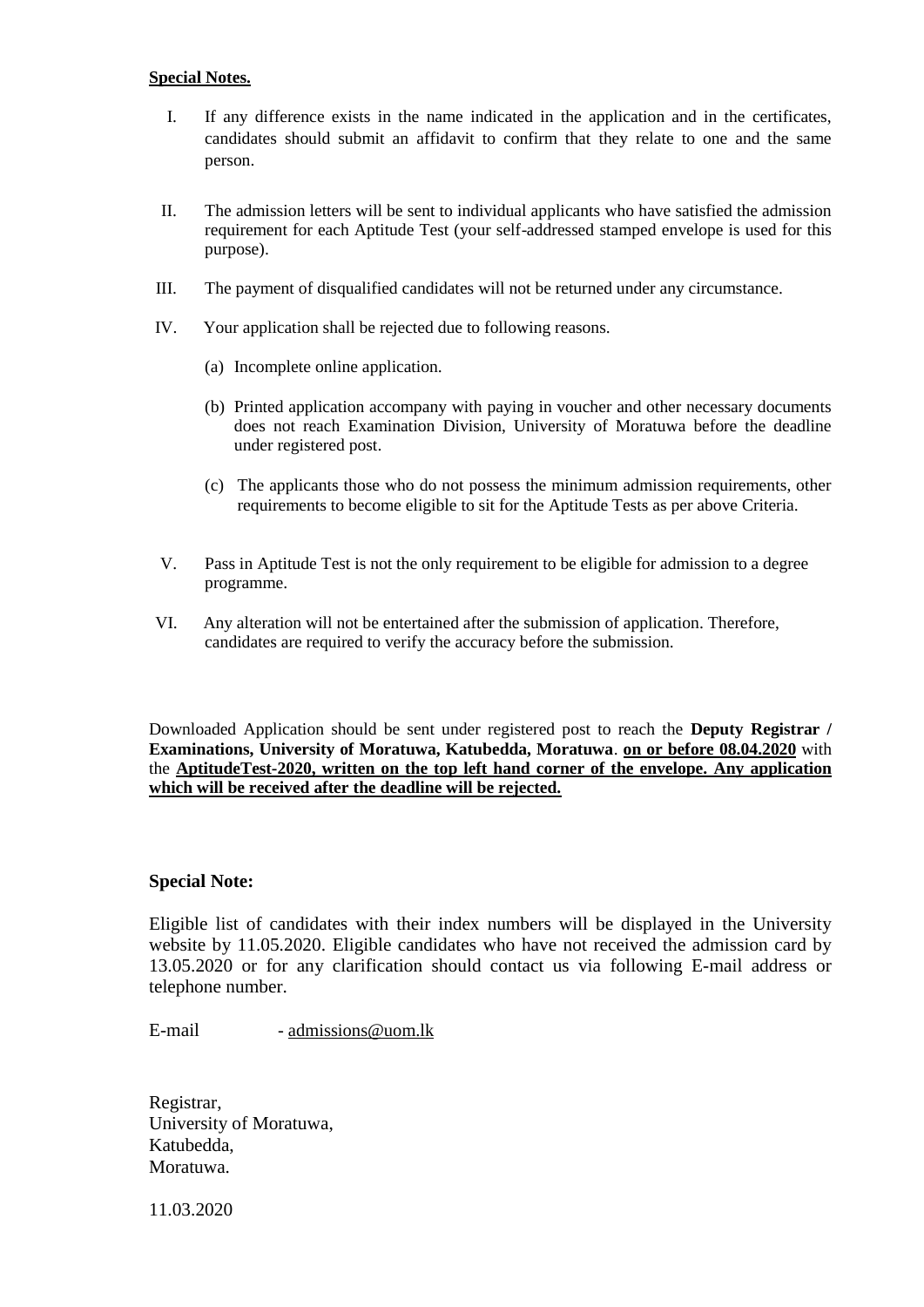**Special Notes.**

I. If any difference exists in the name indicated in the application and in the certificates, candidates should submit an affidavit to confirm that they relate to one and the same person.

II. The admission letters will be sent to individual applicants who have satisfied the admission requirement for each Aptitude Test (your self-addressed stamped envelope is used for this purpose).

III. The payment of disqualified candidates will not be returned under any circumstance.

IV. Your application shall be rejected due to following reasons.

   (a) Incomplete online application.

   (b) Printed application accompany with paying in voucher and other necessary documents does not reach Examination Division, University of Moratuwa before the deadline under registered post.

   (c) The applicants those who do not possess the minimum admission requirements, other requirements to become eligible to sit for the Aptitude Tests as per above Criteria.

V. Pass in Aptitude Test is not the only requirement to be eligible for admission to a degree programme.

VI. Any alteration will not be entertained after the submission of application. Therefore, candidates are required to verify the accuracy before the submission.

Downloaded Application should be sent under registered post to reach the **Deputy Registrar / Examinations, University of Moratuwa, Katubedda, Moratuwa**. **on or before 08.04.2020** with the **AptitudeTest-2020, written on the top left hand corner of the envelope. Any application which will be received after the deadline will be rejected.**

**Special Note:**

Eligible list of candidates with their index numbers will be displayed in the University website by 11.05.2020. Eligible candidates who have not received the admission card by 13.05.2020 or for any clarification should contact us via following E-mail address or telephone number.

E-mail - admissions@uom.lk

Registrar,
University of Moratuwa,
Katubedda,
Moratuwa.

11.03.2020